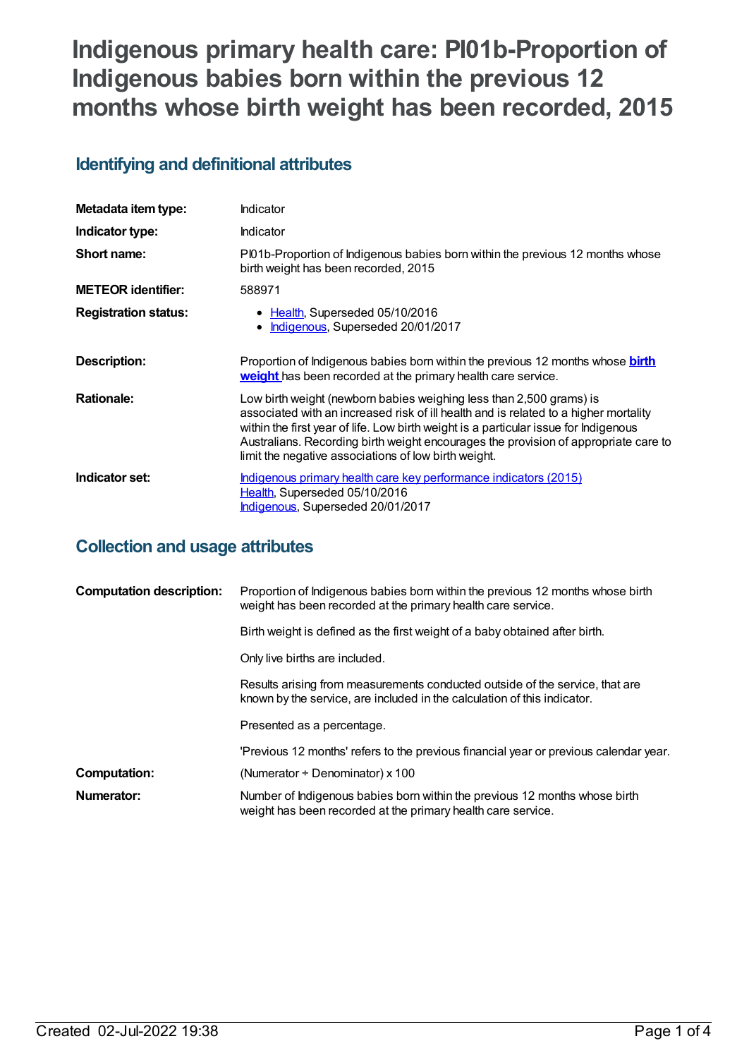# Indigenous primary health care: PI01b-Proportion of Indigenous babies born within the previous 12 months whose birth weight has been recorded, 2015

## Identifying and definitional attributes

| | |
|---|---|
| **Metadata item type:** | Indicator |
| **Indicator type:** | Indicator |
| **Short name:** | PI01b-Proportion of Indigenous babies born within the previous 12 months whose birth weight has been recorded, 2015 |
| **METEOR identifier:** | 588971 |
| **Registration status:** | • Health, Superseded 05/10/2016<br>• Indigenous, Superseded 20/01/2017 |
| **Description:** | Proportion of Indigenous babies born within the previous 12 months whose **birth weight** has been recorded at the primary health care service. |
| **Rationale:** | Low birth weight (newborn babies weighing less than 2,500 grams) is associated with an increased risk of ill health and is related to a higher mortality within the first year of life. Low birth weight is a particular issue for Indigenous Australians. Recording birth weight encourages the provision of appropriate care to limit the negative associations of low birth weight. |
| **Indicator set:** | Indigenous primary health care key performance indicators (2015)<br>Health, Superseded 05/10/2016<br>Indigenous, Superseded 20/01/2017 |

## Collection and usage attributes

| | |
|---|---|
| **Computation description:** | Proportion of Indigenous babies born within the previous 12 months whose birth weight has been recorded at the primary health care service.<br><br>Birth weight is defined as the first weight of a baby obtained after birth.<br><br>Only live births are included.<br><br>Results arising from measurements conducted outside of the service, that are known by the service, are included in the calculation of this indicator.<br><br>Presented as a percentage.<br><br>'Previous 12 months' refers to the previous financial year or previous calendar year. |
| **Computation:** | (Numerator ÷ Denominator) x 100 |
| **Numerator:** | Number of Indigenous babies born within the previous 12 months whose birth weight has been recorded at the primary health care service. |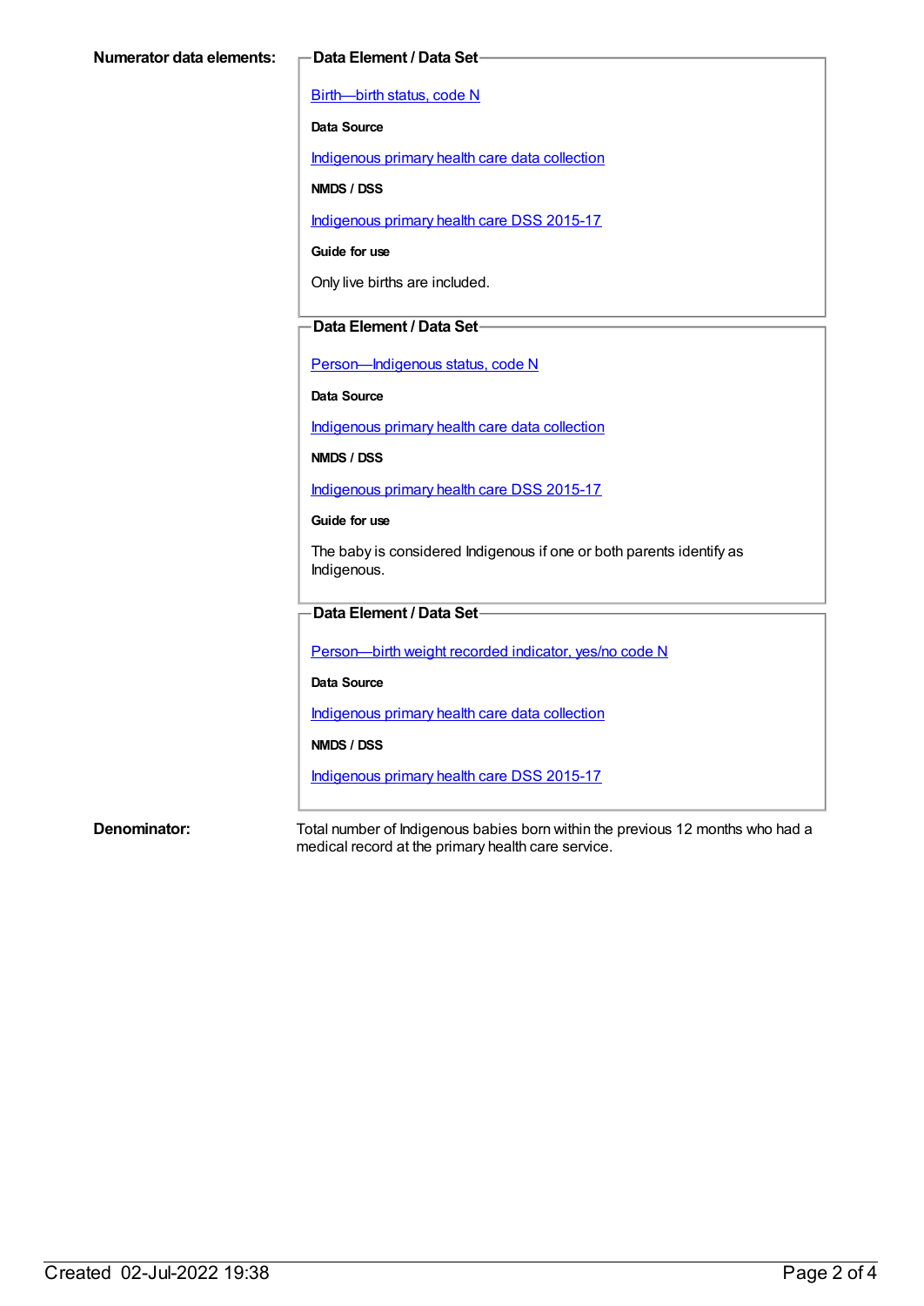**Numerator data elements:**

**Data Element / Data Set**

Birth—birth status, code N

**Data Source**

Indigenous primary health care data collection

**NMDS / DSS**

Indigenous primary health care DSS 2015-17

**Guide for use**

Only live births are included.

**Data Element / Data Set**

Person—Indigenous status, code N

**Data Source**

Indigenous primary health care data collection

**NMDS / DSS**

Indigenous primary health care DSS 2015-17

**Guide for use**

The baby is considered Indigenous if one or both parents identify as Indigenous.

**Data Element / Data Set**

Person—birth weight recorded indicator, yes/no code N

**Data Source**

Indigenous primary health care data collection

**NMDS / DSS**

Indigenous primary health care DSS 2015-17

**Denominator:**

Total number of Indigenous babies born within the previous 12 months who had a medical record at the primary health care service.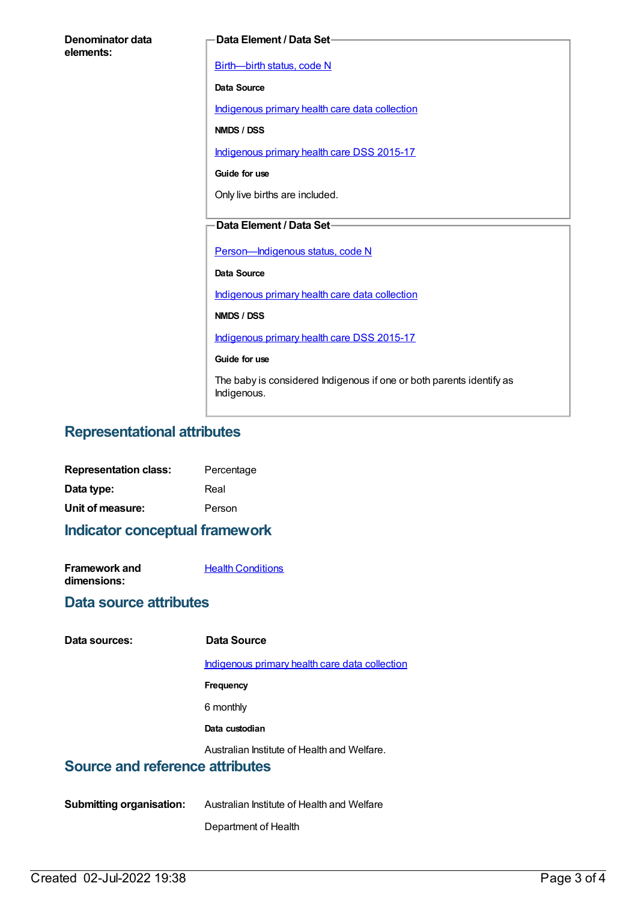**Denominator data elements:**

**Data Element / Data Set**

Birth—birth status, code N

**Data Source**

Indigenous primary health care data collection

**NMDS / DSS**

Indigenous primary health care DSS 2015-17

**Guide for use**

Only live births are included.

**Data Element / Data Set**

Person—Indigenous status, code N

**Data Source**

Indigenous primary health care data collection

**NMDS / DSS**

Indigenous primary health care DSS 2015-17

**Guide for use**

The baby is considered Indigenous if one or both parents identify as Indigenous.

## Representational attributes

**Representation class:** Percentage

**Data type:** Real

**Unit of measure:** Person

## Indicator conceptual framework

**Framework and dimensions:** Health Conditions

## Data source attributes

**Data sources:**

**Data Source**

Indigenous primary health care data collection

**Frequency**

6 monthly

**Data custodian**

Australian Institute of Health and Welfare.

## Source and reference attributes

**Submitting organisation:** Australian Institute of Health and Welfare

Department of Health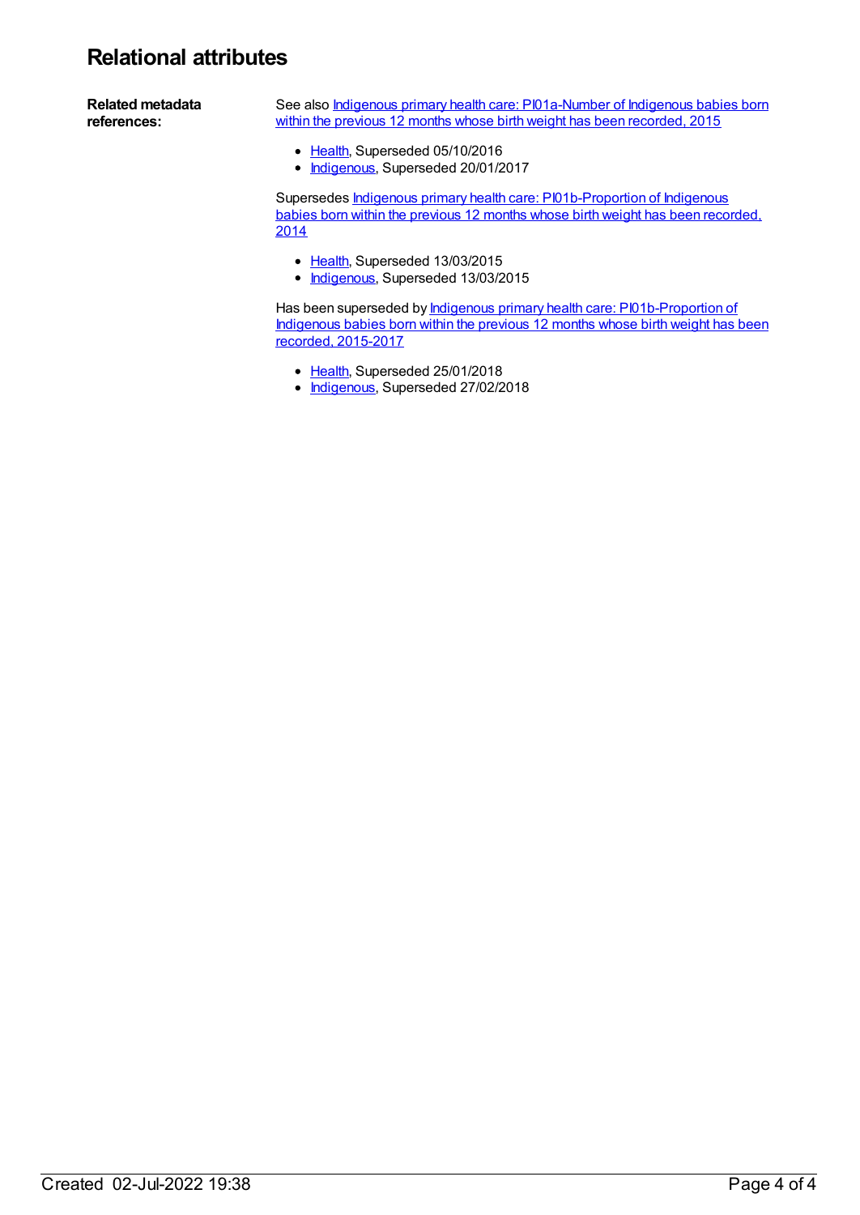## Relational attributes

**Related metadata references:**

See also Indigenous primary health care: PI01a-Number of Indigenous babies born within the previous 12 months whose birth weight has been recorded, 2015

- Health, Superseded 05/10/2016
- Indigenous, Superseded 20/01/2017

Supersedes Indigenous primary health care: PI01b-Proportion of Indigenous babies born within the previous 12 months whose birth weight has been recorded, 2014

- Health, Superseded 13/03/2015
- Indigenous, Superseded 13/03/2015

Has been superseded by Indigenous primary health care: PI01b-Proportion of Indigenous babies born within the previous 12 months whose birth weight has been recorded, 2015-2017

- Health, Superseded 25/01/2018
- Indigenous, Superseded 27/02/2018